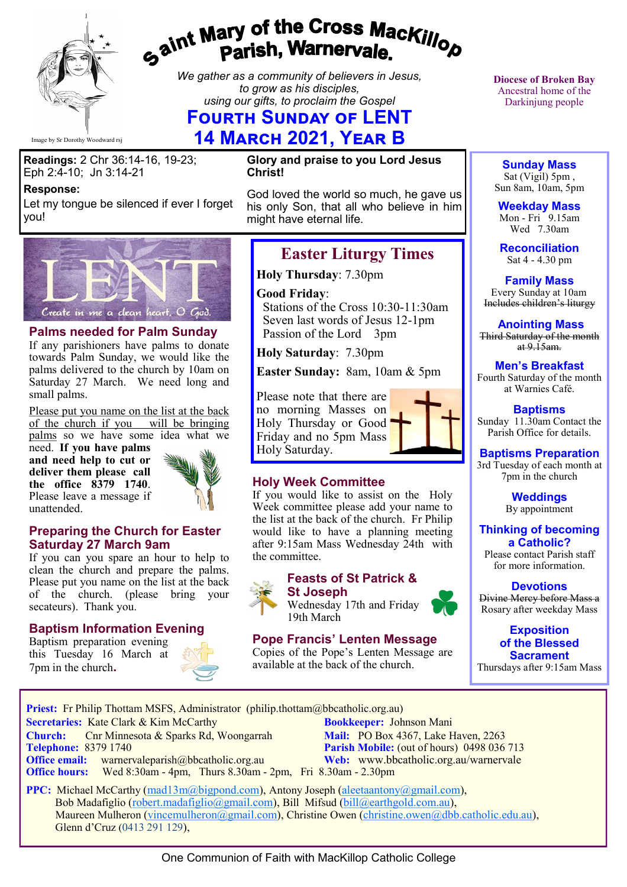# Saint Mary of the Cross MacKillop Parish, Warnervale.

Image by Sr Dorothy Woodward rsj

*We gather as a community of believers in Jesus, to grow as his disciples, using our gifts, to proclaim the Gospel*

## Fourth Sunday of Lent
## 14 March 2021, Year B

Diocese of Broken Bay
Ancestral home of the Darkinjung people

**Readings:** 2 Chr 36:14-16, 19-23; Eph 2:4-10; Jn 3:14-21

**Response:**
Let my tongue be silenced if ever I forget you!

**Glory and praise to you Lord Jesus Christ!**

God loved the world so much, he gave us his only Son, that all who believe in him might have eternal life.

LENT
Create in me a clean heart, O God.

### Palms needed for Palm Sunday

If any parishioners have palms to donate towards Palm Sunday, we would like the palms delivered to the church by 10am on Saturday 27 March. We need long and small palms.

Please put you name on the list at the back of the church if you will be bringing palms so we have some idea what we need. **If you have palms and need help to cut or deliver them please call the office 8379 1740**. Please leave a message if unattended.

### Preparing the Church for Easter Saturday 27 March 9am

If you can you spare an hour to help to clean the church and prepare the palms. Please put you name on the list at the back of the church. (please bring your secateurs). Thank you.

### Baptism Information Evening

Baptism preparation evening this Tuesday 16 March at 7pm in the church**.**

## Easter Liturgy Times

**Holy Thursday**: 7.30pm

**Good Friday**:
Stations of the Cross 10:30-11:30am
Seven last words of Jesus 12-1pm
Passion of the Lord 3pm

**Holy Saturday**: 7.30pm

**Easter Sunday:** 8am, 10am & 5pm

Please note that there are no morning Masses on Holy Thursday or Good Friday and no 5pm Mass Holy Saturday.

### Holy Week Committee

If you would like to assist on the Holy Week committee please add your name to the list at the back of the church. Fr Philip would like to have a planning meeting after 9:15am Mass Wednesday 24th with the committee.

### Feasts of St Patrick & St Joseph

Wednesday 17th and Friday 19th March

### Pope Francis' Lenten Message

Copies of the Pope's Lenten Message are available at the back of the church.

**Sunday Mass**
Sat (Vigil) 5pm ,
Sun 8am, 10am, 5pm

**Weekday Mass**
Mon - Fri 9.15am
Wed 7.30am

**Reconciliation**
Sat 4 - 4.30 pm

**Family Mass**
Every Sunday at 10am
~~Includes children's liturgy~~

**Anointing Mass**
~~Third Saturday of the month at 9.15am.~~

**Men's Breakfast**
Fourth Saturday of the month at Warnies Café.

**Baptisms**
Sunday 11.30am Contact the Parish Office for details.

**Baptisms Preparation**
3rd Tuesday of each month at 7pm in the church

**Weddings**
By appointment

**Thinking of becoming a Catholic?**
Please contact Parish staff for more information.

**Devotions**
~~Divine Mercy before Mass a~~ Rosary after weekday Mass

**Exposition of the Blessed Sacrament**
Thursdays after 9:15am Mass

**Priest:** Fr Philip Thottam MSFS, Administrator (philip.thottam@bbcatholic.org.au)
**Secretaries:** Kate Clark & Kim McCarthy
**Bookkeeper:** Johnson Mani
**Church:** Cnr Minnesota & Sparks Rd, Woongarrah
**Mail:** PO Box 4367, Lake Haven, 2263
**Telephone:** 8379 1740
**Parish Mobile:** (out of hours) 0498 036 713
**Office email:** warnervaleparish@bbcatholic.org.au
**Web:** www.bbcatholic.org.au/warnervale
**Office hours:** Wed 8:30am - 4pm, Thurs 8.30am - 2pm, Fri 8.30am - 2.30pm

**PPC:** Michael McCarthy (mad13m@bigpond.com), Antony Joseph (aleetaantony@gmail.com), Bob Madafiglio (robert.madafiglio@gmail.com), Bill Mifsud (bill@earthgold.com.au), Maureen Mulheron (vincemulheron@gmail.com), Christine Owen (christine.owen@dbb.catholic.edu.au), Glenn d'Cruz (0413 291 129),

One Communion of Faith with MacKillop Catholic College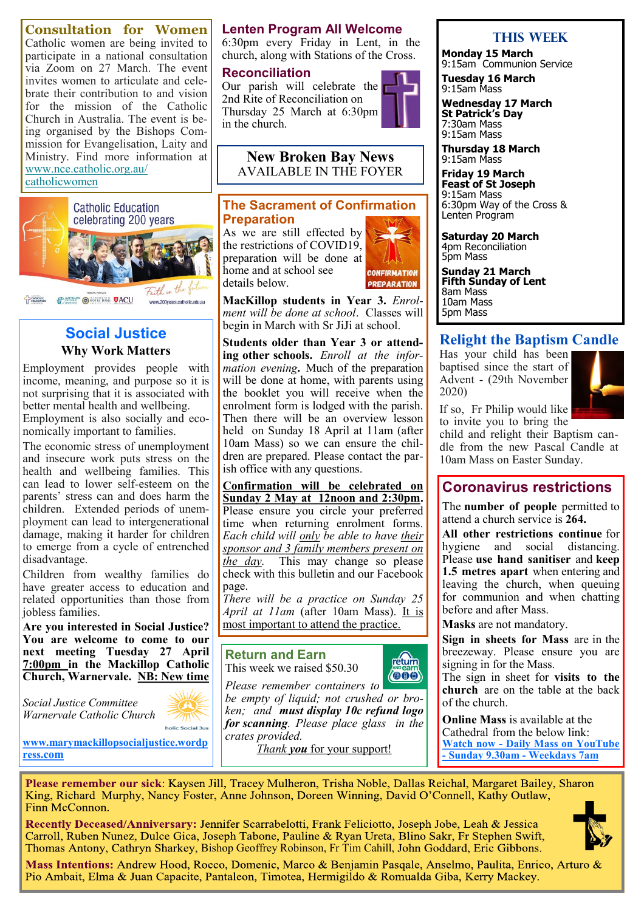## Consultation for Women

Catholic women are being invited to participate in a national consultation via Zoom on 27 March. The event invites women to articulate and celebrate their contribution to and vision for the mission of the Catholic Church in Australia. The event is being organised by the Bishops Commission for Evangelisation, Laity and Ministry. Find more information at www.nce.catholic.org.au/catholicwomen

Catholic Education celebrating 200 years

Faith in the future

www.200years.catholic.edu.au

## Social Justice

### Why Work Matters

Employment provides people with income, meaning, and purpose so it is not surprising that it is associated with better mental health and wellbeing. Employment is also socially and economically important to families.

The economic stress of unemployment and insecure work puts stress on the health and wellbeing families. This can lead to lower self-esteem on the parents' stress can and does harm the children. Extended periods of unemployment can lead to intergenerational damage, making it harder for children to emerge from a cycle of entrenched disadvantage.

Children from wealthy families do have greater access to education and related opportunities than those from jobless families.

**Are you interested in Social Justice? You are welcome to come to our next meeting Tuesday 27 April <u>7:00pm</u> in the Mackillop Catholic Church, Warnervale. <u>NB: New time</u>**

*Social Justice Committee*
*Warnervale Catholic Church*

**www.marymackillopsocialjustice.wordpress.com**

## Lenten Program All Welcome

6:30pm every Friday in Lent, in the church, along with Stations of the Cross.

## Reconciliation

Our parish will celebrate the 2nd Rite of Reconciliation on Thursday 25 March at 6:30pm in the church.

## New Broken Bay News

AVAILABLE IN THE FOYER

## The Sacrament of Confirmation Preparation

As we are still effected by the restrictions of COVID19, preparation will be done at home and at school see details below.

**MacKillop students in Year 3.** *Enrolment will be done at school*. Classes will begin in March with Sr JiJi at school.

**Students older than Year 3 or attending other schools.** *Enroll at the information evening***.** Much of the preparation will be done at home, with parents using the booklet you will receive when the enrolment form is lodged with the parish. Then there will be an overview lesson held on Sunday 18 April at 11am (after 10am Mass) so we can ensure the children are prepared. Please contact the parish office with any questions.

**<u>Confirmation will be celebrated on Sunday 2 May at 12noon and 2:30pm</u>.** Please ensure you circle your preferred time when returning enrolment forms. *Each child will <u>only</u> be able to have <u>their sponsor and 3 family members present on the day</u>.* This may change so please check with this bulletin and our Facebook page.

*There will be a practice on Sunday 25 April at 11am* (after 10am Mass). <u>It is most important to attend the practice.</u>

## Return and Earn

This week we raised $50.30

*Please remember containers to be empty of liquid; not crushed or broken; and* ***must display 10c refund logo for scanning****. Please place glass in the crates provided.*

<u>*Thank **you*** for your support!</u>

## THIS WEEK

**Monday 15 March**
9:15am Communion Service

**Tuesday 16 March**
9:15am Mass

**Wednesday 17 March**
**St Patrick's Day**
7:30am Mass
9:15am Mass

**Thursday 18 March**
9:15am Mass

**Friday 19 March**
**Feast of St Joseph**
9:15am Mass
6:30pm Way of the Cross & Lenten Program

**Saturday 20 March**
4pm Reconciliation
5pm Mass

**Sunday 21 March**
**Fifth Sunday of Lent**
8am Mass
10am Mass
5pm Mass

## Relight the Baptism Candle

Has your child has been baptised since the start of Advent - (29th November 2020)

If so, Fr Philip would like to invite you to bring the child and relight their Baptism candle from the new Pascal Candle at 10am Mass on Easter Sunday.

## Coronavirus restrictions

The **number of people** permitted to attend a church service is **264.**

**All other restrictions continue** for hygiene and social distancing. Please **use hand sanitiser** and **keep 1.5 metres apart** when entering and leaving the church, when queuing for communion and when chatting before and after Mass.

**Masks** are not mandatory.

**Sign in sheets for Mass** are in the breezeway. Please ensure you are signing in for the Mass.

The sign in sheet for **visits to the church** are on the table at the back of the church.

**Online Mass** is available at the Cathedral from the below link:
**<u>Watch now - Daily Mass on YouTube - Sunday 9.30am - Weekdays 7am</u>**

**Please remember our sick**: Kaysen Jill, Tracey Mulheron, Trisha Noble, Dallas Reichal, Margaret Bailey, Sharon King, Richard Murphy, Nancy Foster, Anne Johnson, Doreen Winning, David O'Connell, Kathy Outlaw, Finn McConnon.

**Recently Deceased/Anniversary:** Jennifer Scarrabelotti, Frank Feliciotto, Joseph Jobe, Leah & Jessica Carroll, Ruben Nunez, Dulce Gica, Joseph Tabone, Pauline & Ryan Ureta, Blino Sakr, Fr Stephen Swift, Thomas Antony, Cathryn Sharkey, Bishop Geoffrey Robinson, Fr Tim Cahill, John Goddard, Eric Gibbons.

**Mass Intentions:** Andrew Hood, Rocco, Domenic, Marco & Benjamin Pasqale, Anselmo, Paulita, Enrico, Arturo & Pio Ambait, Elma & Juan Capacite, Pantaleon, Timotea, Hermigildo & Romualda Giba, Kerry Mackey.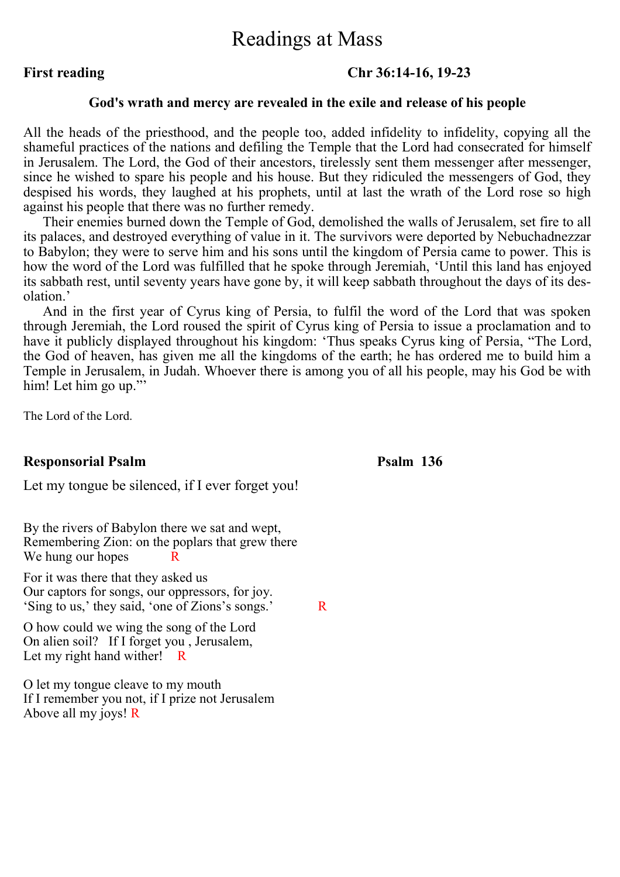# Readings at Mass

**First reading** **Chr 36:14-16, 19-23**

**God's wrath and mercy are revealed in the exile and release of his people**

All the heads of the priesthood, and the people too, added infidelity to infidelity, copying all the shameful practices of the nations and defiling the Temple that the Lord had consecrated for himself in Jerusalem. The Lord, the God of their ancestors, tirelessly sent them messenger after messenger, since he wished to spare his people and his house. But they ridiculed the messengers of God, they despised his words, they laughed at his prophets, until at last the wrath of the Lord rose so high against his people that there was no further remedy.

Their enemies burned down the Temple of God, demolished the walls of Jerusalem, set fire to all its palaces, and destroyed everything of value in it. The survivors were deported by Nebuchadnezzar to Babylon; they were to serve him and his sons until the kingdom of Persia came to power. This is how the word of the Lord was fulfilled that he spoke through Jeremiah, 'Until this land has enjoyed its sabbath rest, until seventy years have gone by, it will keep sabbath throughout the days of its desolation.'

And in the first year of Cyrus king of Persia, to fulfil the word of the Lord that was spoken through Jeremiah, the Lord roused the spirit of Cyrus king of Persia to issue a proclamation and to have it publicly displayed throughout his kingdom: 'Thus speaks Cyrus king of Persia, "The Lord, the God of heaven, has given me all the kingdoms of the earth; he has ordered me to build him a Temple in Jerusalem, in Judah. Whoever there is among you of all his people, may his God be with him! Let him go up."'

The Lord of the Lord.

**Responsorial Psalm** **Psalm 136**

Let my tongue be silenced, if I ever forget you!

By the rivers of Babylon there we sat and wept,
Remembering Zion: on the poplars that grew there
We hung our hopes R

For it was there that they asked us
Our captors for songs, our oppressors, for joy.
'Sing to us,' they said, 'one of Zions's songs.' R

O how could we wing the song of the Lord
On alien soil? If I forget you , Jerusalem,
Let my right hand wither! R

O let my tongue cleave to my mouth
If I remember you not, if I prize not Jerusalem
Above all my joys! R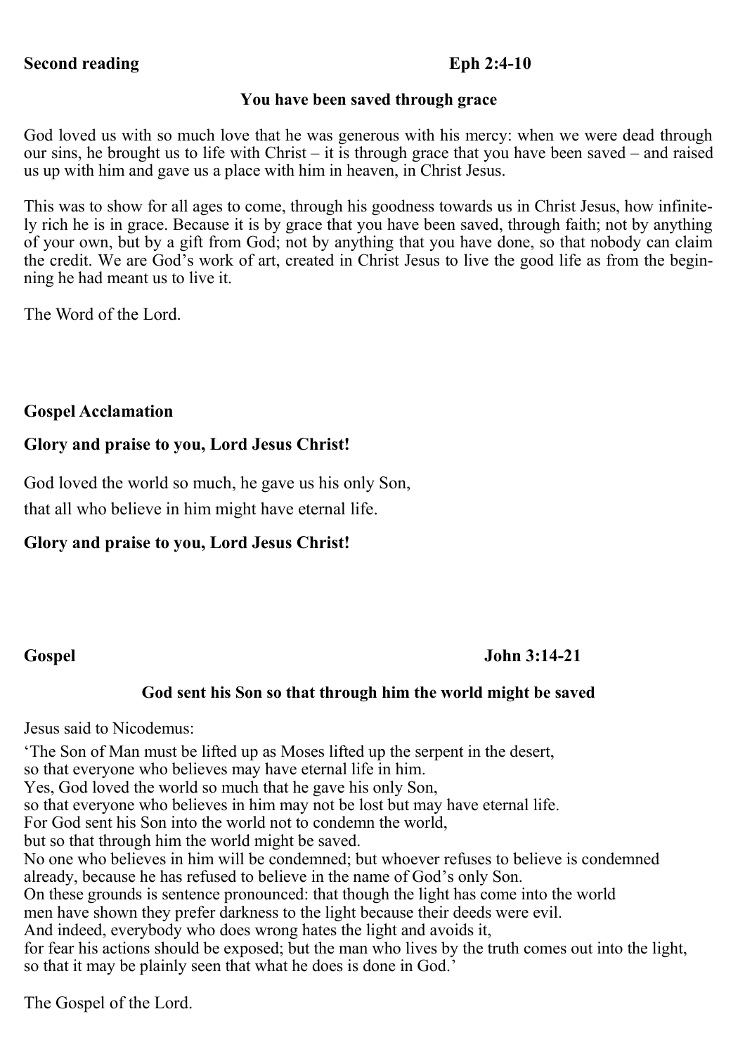**Second reading** **Eph 2:4-10**

**You have been saved through grace**

God loved us with so much love that he was generous with his mercy: when we were dead through our sins, he brought us to life with Christ – it is through grace that you have been saved – and raised us up with him and gave us a place with him in heaven, in Christ Jesus.

This was to show for all ages to come, through his goodness towards us in Christ Jesus, how infinitely rich he is in grace. Because it is by grace that you have been saved, through faith; not by anything of your own, but by a gift from God; not by anything that you have done, so that nobody can claim the credit. We are God's work of art, created in Christ Jesus to live the good life as from the beginning he had meant us to live it.

The Word of the Lord.

**Gospel Acclamation**

**Glory and praise to you, Lord Jesus Christ!**

God loved the world so much, he gave us his only Son,

that all who believe in him might have eternal life.

**Glory and praise to you, Lord Jesus Christ!**

**Gospel** **John 3:14-21**

**God sent his Son so that through him the world might be saved**

Jesus said to Nicodemus:

'The Son of Man must be lifted up as Moses lifted up the serpent in the desert,
so that everyone who believes may have eternal life in him.
Yes, God loved the world so much that he gave his only Son,
so that everyone who believes in him may not be lost but may have eternal life.
For God sent his Son into the world not to condemn the world,
but so that through him the world might be saved.
No one who believes in him will be condemned; but whoever refuses to believe is condemned already, because he has refused to believe in the name of God's only Son.
On these grounds is sentence pronounced: that though the light has come into the world
men have shown they prefer darkness to the light because their deeds were evil.
And indeed, everybody who does wrong hates the light and avoids it,
for fear his actions should be exposed; but the man who lives by the truth comes out into the light,
so that it may be plainly seen that what he does is done in God.'

The Gospel of the Lord.